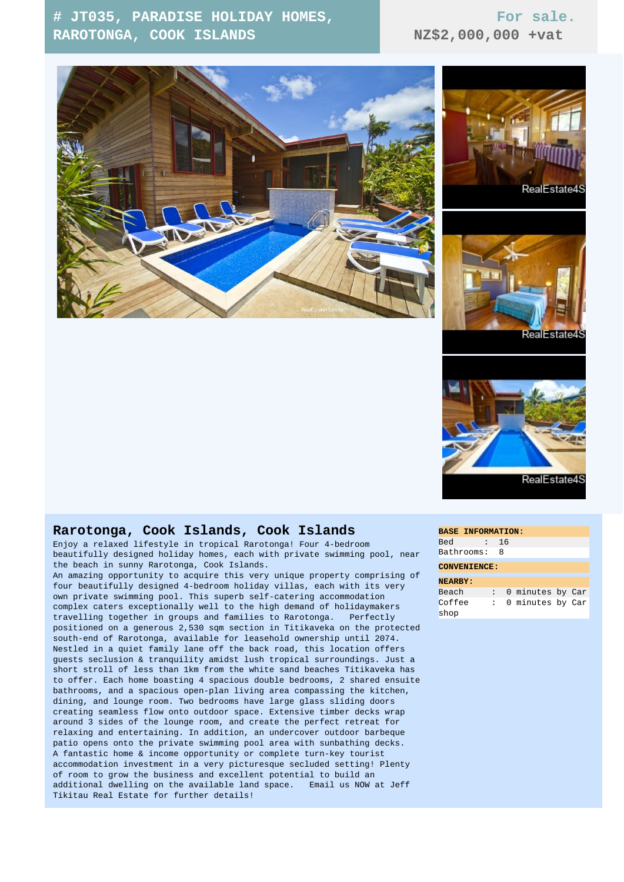# # JT035, PARADISE HOLIDAY HOMES, RAROTONGA, COOK ISLANDS

**For sale.**
**NZ$2,000,000 +vat**

## Rarotonga, Cook Islands, Cook Islands

Enjoy a relaxed lifestyle in tropical Rarotonga! Four 4-bedroom beautifully designed holiday homes, each with private swimming pool, near the beach in sunny Rarotonga, Cook Islands.
An amazing opportunity to acquire this very unique property comprising of four beautifully designed 4-bedroom holiday villas, each with its very own private swimming pool. This superb self-catering accommodation complex caters exceptionally well to the high demand of holidaymakers travelling together in groups and families to Rarotonga. Perfectly positioned on a generous 2,530 sqm section in Titikaveka on the protected south-end of Rarotonga, available for leasehold ownership until 2074. Nestled in a quiet family lane off the back road, this location offers guests seclusion & tranquility amidst lush tropical surroundings. Just a short stroll of less than 1km from the white sand beaches Titikaveka has to offer. Each home boasting 4 spacious double bedrooms, 2 shared ensuite bathrooms, and a spacious open-plan living area compassing the kitchen, dining, and lounge room. Two bedrooms have large glass sliding doors creating seamless flow onto outdoor space. Extensive timber decks wrap around 3 sides of the lounge room, and create the perfect retreat for relaxing and entertaining. In addition, an undercover outdoor barbeque patio opens onto the private swimming pool area with sunbathing decks.
A fantastic home & income opportunity or complete turn-key tourist accommodation investment in a very picturesque secluded setting! Plenty of room to grow the business and excellent potential to build an additional dwelling on the available land space. Email us NOW at Jeff Tikitau Real Estate for further details!

**BASE INFORMATION:**

| | | |
|---|---|---|
| Bed | : | 16 |
| Bathrooms: | | 8 |

**CONVENIENCE:**

**NEARBY:**

| | | |
|---|---|---|
| Beach | : | 0 minutes by Car |
| Coffee shop | : | 0 minutes by Car |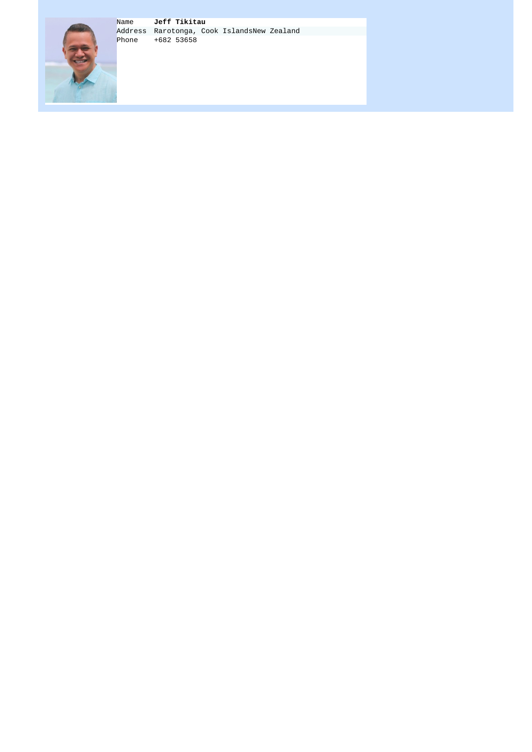| | |
|---|---|
| Name | **Jeff Tikitau** |
| Address | Rarotonga, Cook IslandsNew Zealand |
| Phone | +682 53658 |